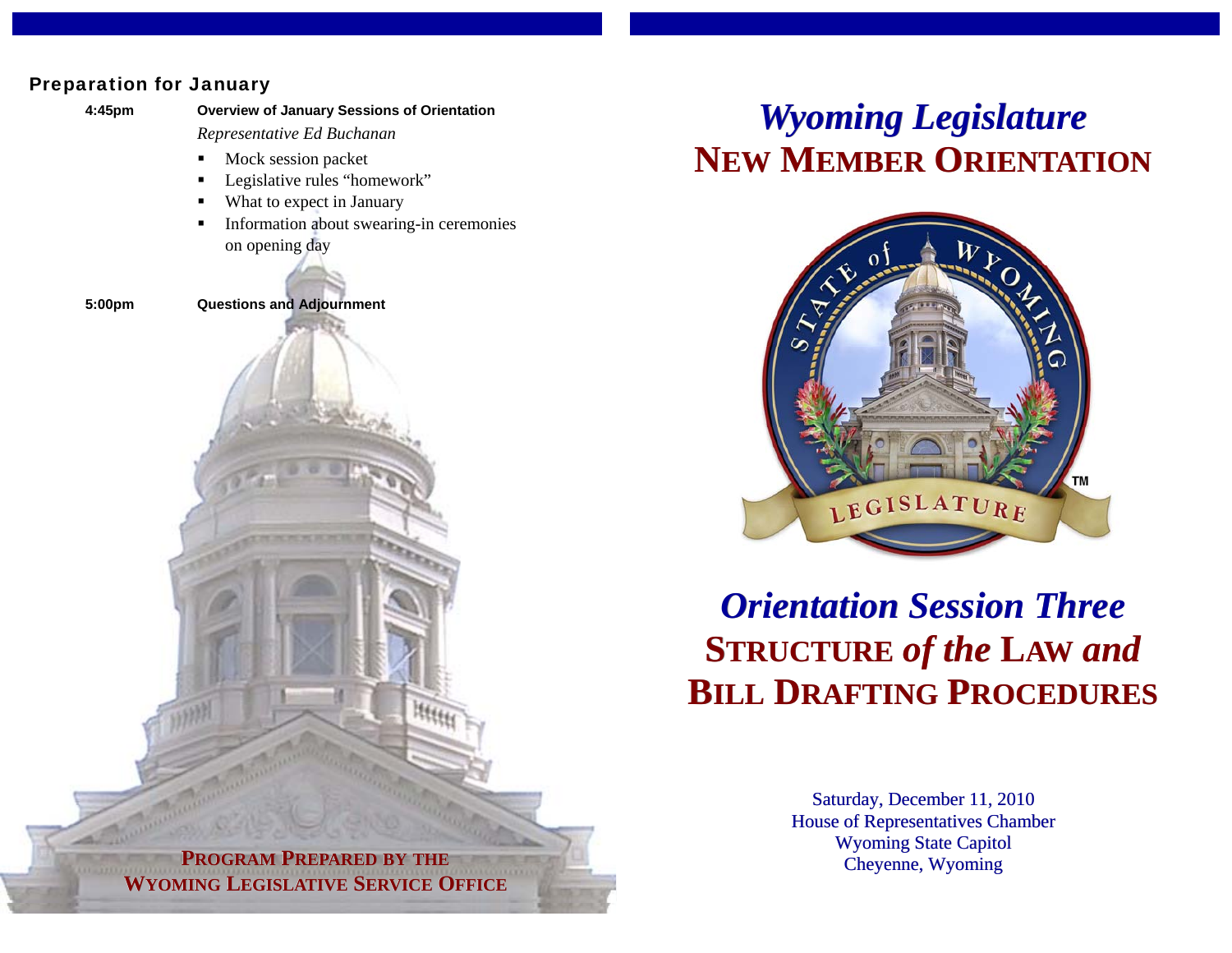## Preparation for January

**4:45pm** **Overview of January Sessions of Orientation**

*Representative Ed Buchanan*

- Mock session packet
- Legislative rules "homework"
- What to expect in January
- Information about swearing-in ceremonies on opening day

**5:00pm** **Questions and Adjournment**

**PROGRAM PREPARED BY THE WYOMING LEGISLATIVE SERVICE OFFICE**

# *Wyoming Legislature*

# NEW MEMBER ORIENTATION

## *Orientation Session Three*

## STRUCTURE *of the* LAW *and* BILL DRAFTING PROCEDURES

Saturday, December 11, 2010
House of Representatives Chamber
Wyoming State Capitol
Cheyenne, Wyoming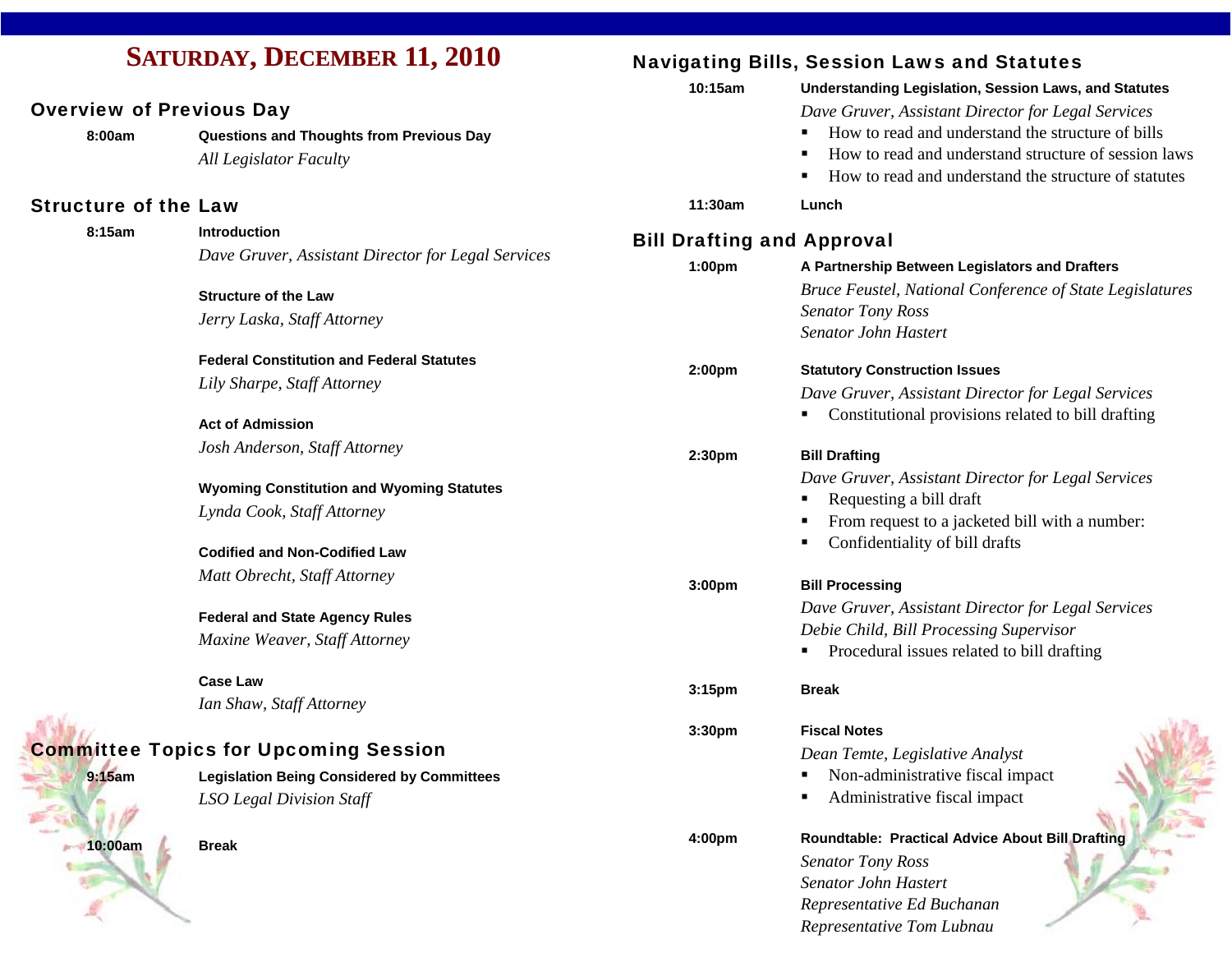# SATURDAY, DECEMBER 11, 2010

## Overview of Previous Day

**8:00am** **Questions and Thoughts from Previous Day**
*All Legislator Faculty*

## Structure of the Law

**8:15am** **Introduction**
*Dave Gruver, Assistant Director for Legal Services*

**Structure of the Law**
*Jerry Laska, Staff Attorney*

**Federal Constitution and Federal Statutes**
*Lily Sharpe, Staff Attorney*

**Act of Admission**
*Josh Anderson, Staff Attorney*

**Wyoming Constitution and Wyoming Statutes**
*Lynda Cook, Staff Attorney*

**Codified and Non-Codified Law**
*Matt Obrecht, Staff Attorney*

**Federal and State Agency Rules**
*Maxine Weaver, Staff Attorney*

**Case Law**
*Ian Shaw, Staff Attorney*

## Committee Topics for Upcoming Session

**9:15am** **Legislation Being Considered by Committees**
*LSO Legal Division Staff*

**10:00am** **Break**

## Navigating Bills, Session Laws and Statutes

**10:15am** **Understanding Legislation, Session Laws, and Statutes**
*Dave Gruver, Assistant Director for Legal Services*

- How to read and understand the structure of bills
- How to read and understand structure of session laws
- How to read and understand the structure of statutes

**11:30am** **Lunch**

## Bill Drafting and Approval

**1:00pm** **A Partnership Between Legislators and Drafters**
*Bruce Feustel, National Conference of State Legislatures*
*Senator Tony Ross*
*Senator John Hastert*

**2:00pm** **Statutory Construction Issues**
*Dave Gruver, Assistant Director for Legal Services*

- Constitutional provisions related to bill drafting

**2:30pm** **Bill Drafting**
*Dave Gruver, Assistant Director for Legal Services*

- Requesting a bill draft
- From request to a jacketed bill with a number:
- Confidentiality of bill drafts

**3:00pm** **Bill Processing**
*Dave Gruver, Assistant Director for Legal Services*
*Debie Child, Bill Processing Supervisor*

- Procedural issues related to bill drafting

**3:15pm** **Break**

**3:30pm** **Fiscal Notes**
*Dean Temte, Legislative Analyst*

- Non-administrative fiscal impact
- Administrative fiscal impact

**4:00pm** **Roundtable: Practical Advice About Bill Drafting**
*Senator Tony Ross*
*Senator John Hastert*
*Representative Ed Buchanan*
*Representative Tom Lubnau*